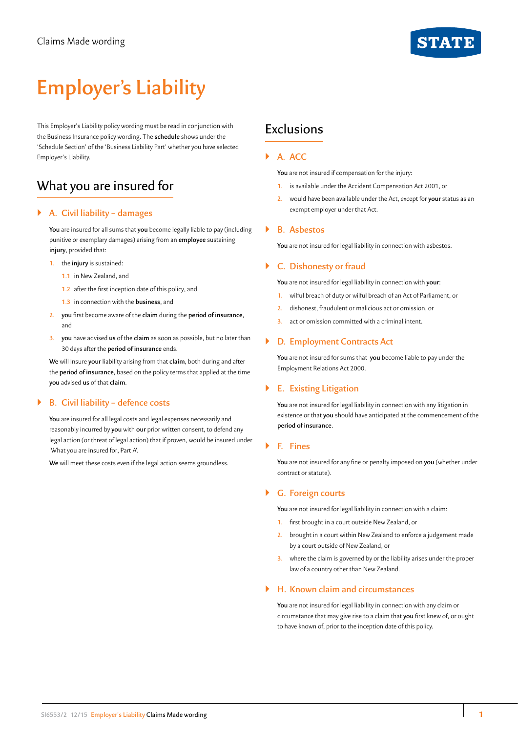# Employer's Liability

This Employer's Liability policy wording must be read in conjunction with the Business Insurance policy wording. The **schedule** shows under the 'Schedule Section' of the 'Business Liability Part' whether you have selected Employer's Liability.

## What you are insured for

### A. Civil liability – damages

**You** are insured for all sums that **you** become legally liable to pay (including punitive or exemplary damages) arising from an **employee** sustaining **injury**, provided that:

1. the **injury** is sustained:
   1.1 in New Zealand, and
   1.2 after the first inception date of this policy, and
   1.3 in connection with the **business**, and
2. **you** first become aware of the **claim** during the **period of insurance**, and
3. **you** have advised **us** of the **claim** as soon as possible, but no later than 30 days after the **period of insurance** ends.

**We** will insure **your** liability arising from that **claim**, both during and after the **period of insurance**, based on the policy terms that applied at the time **you** advised **us** of that **claim**.

### B. Civil liability – defence costs

**You** are insured for all legal costs and legal expenses necessarily and reasonably incurred by **you** with **our** prior written consent, to defend any legal action (or threat of legal action) that if proven, would be insured under 'What you are insured for, Part A'.

**We** will meet these costs even if the legal action seems groundless.

## Exclusions

### A. ACC

**You** are not insured if compensation for the injury:

1. is available under the Accident Compensation Act 2001, or
2. would have been available under the Act, except for **your** status as an exempt employer under that Act.

### B. Asbestos

**You** are not insured for legal liability in connection with asbestos.

### C. Dishonesty or fraud

**You** are not insured for legal liability in connection with **your**:

1. wilful breach of duty or wilful breach of an Act of Parliament, or
2. dishonest, fraudulent or malicious act or omission, or
3. act or omission committed with a criminal intent.

### D. Employment Contracts Act

**You** are not insured for sums that **you** become liable to pay under the Employment Relations Act 2000.

### E. Existing Litigation

**You** are not insured for legal liability in connection with any litigation in existence or that **you** should have anticipated at the commencement of the **period of insurance**.

### F. Fines

**You** are not insured for any fine or penalty imposed on **you** (whether under contract or statute).

### G. Foreign courts

**You** are not insured for legal liability in connection with a claim:

1. first brought in a court outside New Zealand, or
2. brought in a court within New Zealand to enforce a judgement made by a court outside of New Zealand, or
3. where the claim is governed by or the liability arises under the proper law of a country other than New Zealand.

### H. Known claim and circumstances

**You** are not insured for legal liability in connection with any claim or circumstance that may give rise to a claim that **you** first knew of, or ought to have known of, prior to the inception date of this policy.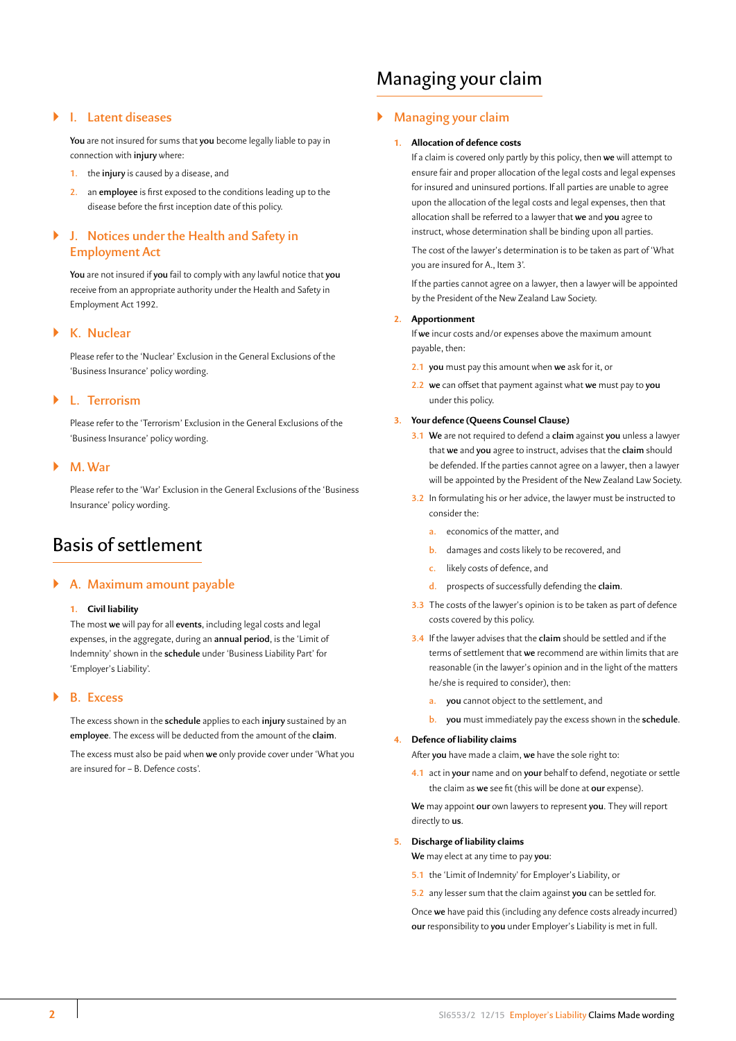## I. Latent diseases

**You** are not insured for sums that **you** become legally liable to pay in connection with **injury** where:

1. the **injury** is caused by a disease, and
2. an **employee** is first exposed to the conditions leading up to the disease before the first inception date of this policy.

## J. Notices under the Health and Safety in Employment Act

**You** are not insured if **you** fail to comply with any lawful notice that **you** receive from an appropriate authority under the Health and Safety in Employment Act 1992.

## K. Nuclear

Please refer to the 'Nuclear' Exclusion in the General Exclusions of the 'Business Insurance' policy wording.

## L. Terrorism

Please refer to the 'Terrorism' Exclusion in the General Exclusions of the 'Business Insurance' policy wording.

## M. War

Please refer to the 'War' Exclusion in the General Exclusions of the 'Business Insurance' policy wording.

# Basis of settlement

## A. Maximum amount payable

1. **Civil liability**

The most **we** will pay for all **events**, including legal costs and legal expenses, in the aggregate, during an **annual period**, is the 'Limit of Indemnity' shown in the **schedule** under 'Business Liability Part' for 'Employer's Liability'.

## B. Excess

The excess shown in the **schedule** applies to each **injury** sustained by an **employee**. The excess will be deducted from the amount of the **claim**.

The excess must also be paid when **we** only provide cover under 'What you are insured for – B. Defence costs'.

# Managing your claim

## Managing your claim

1. **Allocation of defence costs**

If a claim is covered only partly by this policy, then **we** will attempt to ensure fair and proper allocation of the legal costs and legal expenses for insured and uninsured portions. If all parties are unable to agree upon the allocation of the legal costs and legal expenses, then that allocation shall be referred to a lawyer that **we** and **you** agree to instruct, whose determination shall be binding upon all parties.

The cost of the lawyer's determination is to be taken as part of 'What you are insured for A., Item 3'.

If the parties cannot agree on a lawyer, then a lawyer will be appointed by the President of the New Zealand Law Society.

2. **Apportionment**

If **we** incur costs and/or expenses above the maximum amount payable, then:

2.1 **you** must pay this amount when **we** ask for it, or

2.2 **we** can offset that payment against what **we** must pay to **you** under this policy.

3. **Your defence (Queens Counsel Clause)**

3.1 **We** are not required to defend a **claim** against **you** unless a lawyer that **we** and **you** agree to instruct, advises that the **claim** should be defended. If the parties cannot agree on a lawyer, then a lawyer will be appointed by the President of the New Zealand Law Society.

3.2 In formulating his or her advice, the lawyer must be instructed to consider the:

a. economics of the matter, and

b. damages and costs likely to be recovered, and

c. likely costs of defence, and

d. prospects of successfully defending the **claim**.

3.3 The costs of the lawyer's opinion is to be taken as part of defence costs covered by this policy.

3.4 If the lawyer advises that the **claim** should be settled and if the terms of settlement that **we** recommend are within limits that are reasonable (in the lawyer's opinion and in the light of the matters he/she is required to consider), then:

a. **you** cannot object to the settlement, and

b. **you** must immediately pay the excess shown in the **schedule**.

4. **Defence of liability claims**

After **you** have made a claim, **we** have the sole right to:

4.1 act in **your** name and on **your** behalf to defend, negotiate or settle the claim as **we** see fit (this will be done at **our** expense).

**We** may appoint **our** own lawyers to represent **you**. They will report directly to **us**.

5. **Discharge of liability claims**

**We** may elect at any time to pay **you**:

5.1 the 'Limit of Indemnity' for Employer's Liability, or

5.2 any lesser sum that the claim against **you** can be settled for.

Once **we** have paid this (including any defence costs already incurred) **our** responsibility to **you** under Employer's Liability is met in full.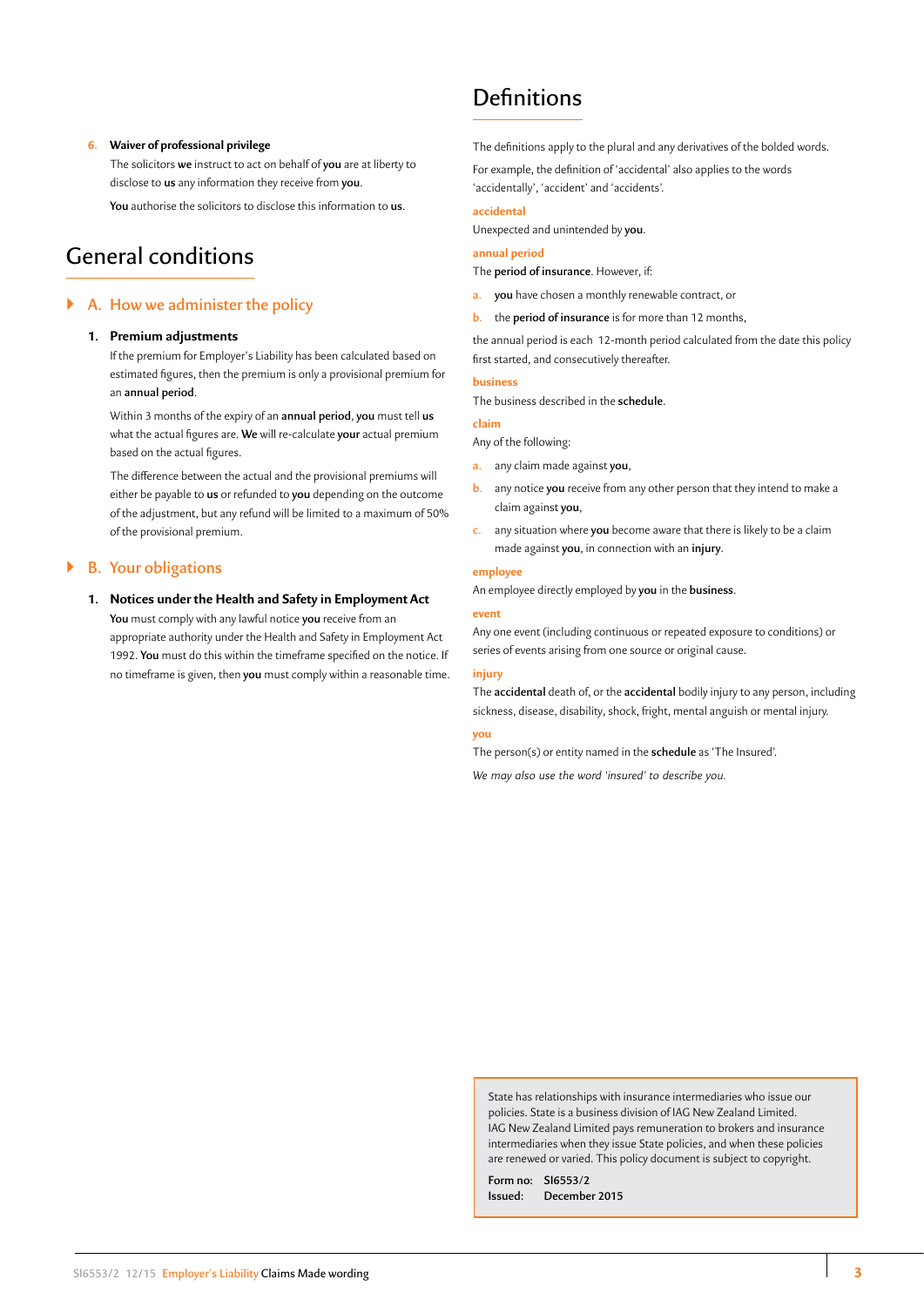6. **Waiver of professional privilege**

   The solicitors **we** instruct to act on behalf of **you** are at liberty to disclose to **us** any information they receive from **you**.

   **You** authorise the solicitors to disclose this information to **us**.

# General conditions

## A. How we administer the policy

1. **Premium adjustments**

   If the premium for Employer's Liability has been calculated based on estimated figures, then the premium is only a provisional premium for an **annual period**.

   Within 3 months of the expiry of an **annual period**, **you** must tell **us** what the actual figures are. **We** will re-calculate **your** actual premium based on the actual figures.

   The difference between the actual and the provisional premiums will either be payable to **us** or refunded to **you** depending on the outcome of the adjustment, but any refund will be limited to a maximum of 50% of the provisional premium.

## B. Your obligations

1. **Notices under the Health and Safety in Employment Act**

   **You** must comply with any lawful notice **you** receive from an appropriate authority under the Health and Safety in Employment Act 1992. **You** must do this within the timeframe specified on the notice. If no timeframe is given, then **you** must comply within a reasonable time.

# Definitions

The definitions apply to the plural and any derivatives of the bolded words.

For example, the definition of 'accidental' also applies to the words 'accidentally', 'accident' and 'accidents'.

**accidental**

Unexpected and unintended by **you**.

**annual period**

The **period of insurance**. However, if:

a. **you** have chosen a monthly renewable contract, or

b. the **period of insurance** is for more than 12 months,

the annual period is each 12-month period calculated from the date this policy first started, and consecutively thereafter.

**business**

The business described in the **schedule**.

**claim**

Any of the following:

a. any claim made against **you**,

b. any notice **you** receive from any other person that they intend to make a claim against **you**,

c. any situation where **you** become aware that there is likely to be a claim made against **you**, in connection with an **injury**.

**employee**

An employee directly employed by **you** in the **business**.

**event**

Any one event (including continuous or repeated exposure to conditions) or series of events arising from one source or original cause.

**injury**

The **accidental** death of, or the **accidental** bodily injury to any person, including sickness, disease, disability, shock, fright, mental anguish or mental injury.

**you**

The person(s) or entity named in the **schedule** as 'The Insured'.

*We may also use the word 'insured' to describe you.*

State has relationships with insurance intermediaries who issue our policies. State is a business division of IAG New Zealand Limited. IAG New Zealand Limited pays remuneration to brokers and insurance intermediaries when they issue State policies, and when these policies are renewed or varied. This policy document is subject to copyright.

**Form no: SI6553/2**
**Issued: December 2015**